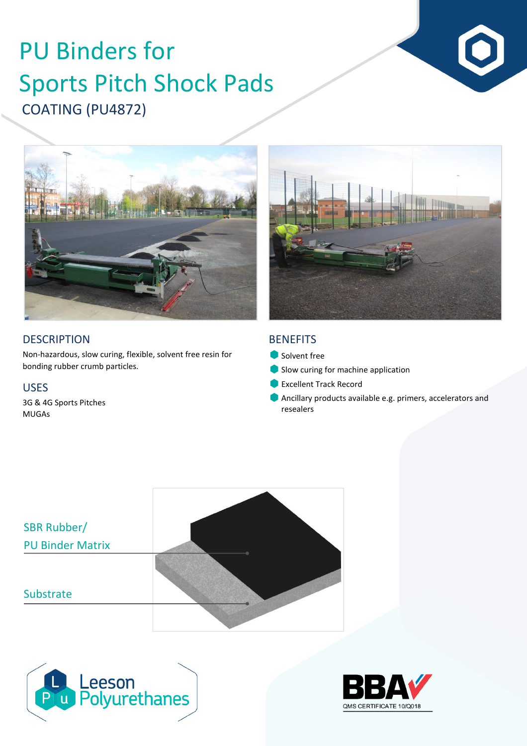# PU Binders for Sports Pitch Shock Pads

## COATING (PU4872)

## DESCRIPTION

Non-hazardous, slow curing, flexible, solvent free resin for bonding rubber crumb particles.

## USES

3G & 4G Sports Pitches
MUGAs

## BENEFITS

- Solvent free
- Slow curing for machine application
- Excellent Track Record
- Ancillary products available e.g. primers, accelerators and resealers

SBR Rubber/
PU Binder Matrix

Substrate

Leeson Polyurethanes

BBA
QMS CERTIFICATE 10/Q018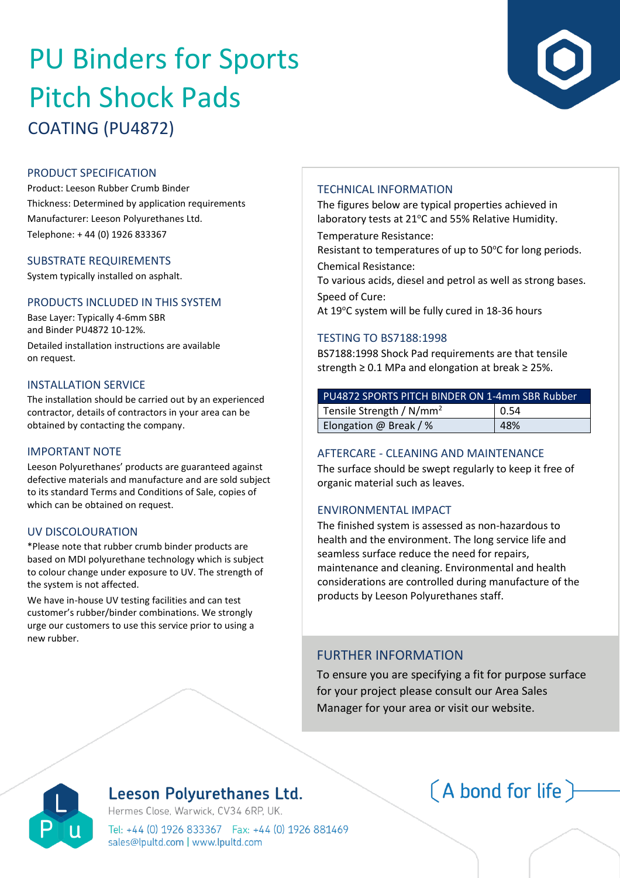# PU Binders for Sports Pitch Shock Pads

## COATING (PU4872)

### PRODUCT SPECIFICATION

Product: Leeson Rubber Crumb Binder
Thickness: Determined by application requirements
Manufacturer: Leeson Polyurethanes Ltd.
Telephone: + 44 (0) 1926 833367

### SUBSTRATE REQUIREMENTS

System typically installed on asphalt.

### PRODUCTS INCLUDED IN THIS SYSTEM

Base Layer: Typically 4-6mm SBR and Binder PU4872 10-12%.

Detailed installation instructions are available on request.

### INSTALLATION SERVICE

The installation should be carried out by an experienced contractor, details of contractors in your area can be obtained by contacting the company.

### IMPORTANT NOTE

Leeson Polyurethanes' products are guaranteed against defective materials and manufacture and are sold subject to its standard Terms and Conditions of Sale, copies of which can be obtained on request.

### UV DISCOLOURATION

*Please note that rubber crumb binder products are based on MDI polyurethane technology which is subject to colour change under exposure to UV. The strength of the system is not affected.

We have in-house UV testing facilities and can test customer's rubber/binder combinations. We strongly urge our customers to use this service prior to using a new rubber.

### TECHNICAL INFORMATION

The figures below are typical properties achieved in laboratory tests at 21°C and 55% Relative Humidity.

Temperature Resistance:
Resistant to temperatures of up to 50°C for long periods.

Chemical Resistance:
To various acids, diesel and petrol as well as strong bases.

Speed of Cure:
At 19°C system will be fully cured in 18-36 hours

### TESTING TO BS7188:1998

BS7188:1998 Shock Pad requirements are that tensile strength ≥ 0.1 MPa and elongation at break ≥ 25%.

| PU4872 SPORTS PITCH BINDER ON 1-4mm SBR Rubber | |
|---|---|
| Tensile Strength / $N/mm^2$ | 0.54 |
| Elongation @ Break / % | 48% |

### AFTERCARE - CLEANING AND MAINTENANCE

The surface should be swept regularly to keep it free of organic material such as leaves.

### ENVIRONMENTAL IMPACT

The finished system is assessed as non-hazardous to health and the environment. The long service life and seamless surface reduce the need for repairs, maintenance and cleaning. Environmental and health considerations are controlled during manufacture of the products by Leeson Polyurethanes staff.

### FURTHER INFORMATION

To ensure you are specifying a fit for purpose surface for your project please consult our Area Sales Manager for your area or visit our website.

**Leeson Polyurethanes Ltd.**
Hermes Close, Warwick, CV34 6RP, UK.
Tel: +44 (0) 1926 833367 Fax: +44 (0) 1926 881469
sales@lpultd.com | www.lpultd.com

A bond for life